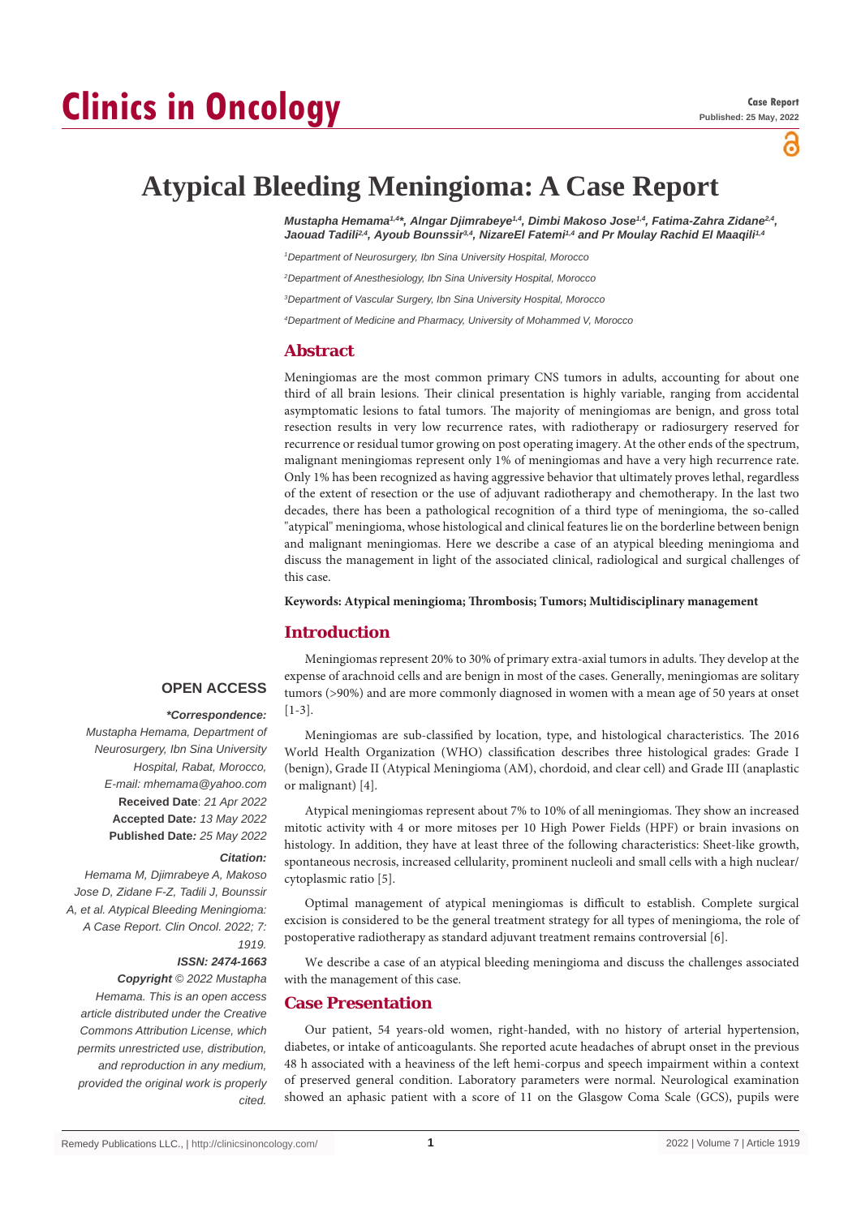Case Report

Published: 25 May, 2022

# Atypical Bleeding Meningioma: A Case Report

*Mustapha Hemama[1,4]*, Alngar Djimrabeye[1,4], Dimbi Makoso Jose[1,4], Fatima-Zahra Zidane[2,4], Jaouad Tadili[2,4], Ayoub Bounssir[3,4], NizareEl Fatemi[1,4] and Pr Moulay Rachid El Maaqili[1,4]*

[1]Department of Neurosurgery, Ibn Sina University Hospital, Morocco

[2]Department of Anesthesiology, Ibn Sina University Hospital, Morocco

[3]Department of Vascular Surgery, Ibn Sina University Hospital, Morocco

[4]Department of Medicine and Pharmacy, University of Mohammed V, Morocco

## Abstract

Meningiomas are the most common primary CNS tumors in adults, accounting for about one third of all brain lesions. Their clinical presentation is highly variable, ranging from accidental asymptomatic lesions to fatal tumors. The majority of meningiomas are benign, and gross total resection results in very low recurrence rates, with radiotherapy or radiosurgery reserved for recurrence or residual tumor growing on post operating imagery. At the other ends of the spectrum, malignant meningiomas represent only 1% of meningiomas and have a very high recurrence rate. Only 1% has been recognized as having aggressive behavior that ultimately proves lethal, regardless of the extent of resection or the use of adjuvant radiotherapy and chemotherapy. In the last two decades, there has been a pathological recognition of a third type of meningioma, the so-called "atypical" meningioma, whose histological and clinical features lie on the borderline between benign and malignant meningiomas. Here we describe a case of an atypical bleeding meningioma and discuss the management in light of the associated clinical, radiological and surgical challenges of this case.

**Keywords: Atypical meningioma; Thrombosis; Tumors; Multidisciplinary management**

**OPEN ACCESS**

***Correspondence:***

*Mustapha Hemama, Department of Neurosurgery, Ibn Sina University Hospital, Rabat, Morocco,*

*E-mail: mhemama@yahoo.com*

**Received Date**: *21 Apr 2022*

**Accepted Date***: 13 May 2022*

**Published Date***: 25 May 2022*

***Citation:***

*Hemama M, Djimrabeye A, Makoso Jose D, Zidane F-Z, Tadili J, Bounssir A, et al. Atypical Bleeding Meningioma: A Case Report. Clin Oncol. 2022; 7: 1919.*

***ISSN: 2474-1663***

***Copyright** © 2022 Mustapha Hemama. This is an open access article distributed under the Creative Commons Attribution License, which permits unrestricted use, distribution, and reproduction in any medium, provided the original work is properly cited.*

## Introduction

Meningiomas represent 20% to 30% of primary extra-axial tumors in adults. They develop at the expense of arachnoid cells and are benign in most of the cases. Generally, meningiomas are solitary tumors (>90%) and are more commonly diagnosed in women with a mean age of 50 years at onset [1-3].

Meningiomas are sub-classified by location, type, and histological characteristics. The 2016 World Health Organization (WHO) classification describes three histological grades: Grade I (benign), Grade II (Atypical Meningioma (AM), chordoid, and clear cell) and Grade III (anaplastic or malignant) [4].

Atypical meningiomas represent about 7% to 10% of all meningiomas. They show an increased mitotic activity with 4 or more mitoses per 10 High Power Fields (HPF) or brain invasions on histology. In addition, they have at least three of the following characteristics: Sheet-like growth, spontaneous necrosis, increased cellularity, prominent nucleoli and small cells with a high nuclear/cytoplasmic ratio [5].

Optimal management of atypical meningiomas is difficult to establish. Complete surgical excision is considered to be the general treatment strategy for all types of meningioma, the role of postoperative radiotherapy as standard adjuvant treatment remains controversial [6].

We describe a case of an atypical bleeding meningioma and discuss the challenges associated with the management of this case.

## Case Presentation

Our patient, 54 years-old women, right-handed, with no history of arterial hypertension, diabetes, or intake of anticoagulants. She reported acute headaches of abrupt onset in the previous 48 h associated with a heaviness of the left hemi-corpus and speech impairment within a context of preserved general condition. Laboratory parameters were normal. Neurological examination showed an aphasic patient with a score of 11 on the Glasgow Coma Scale (GCS), pupils were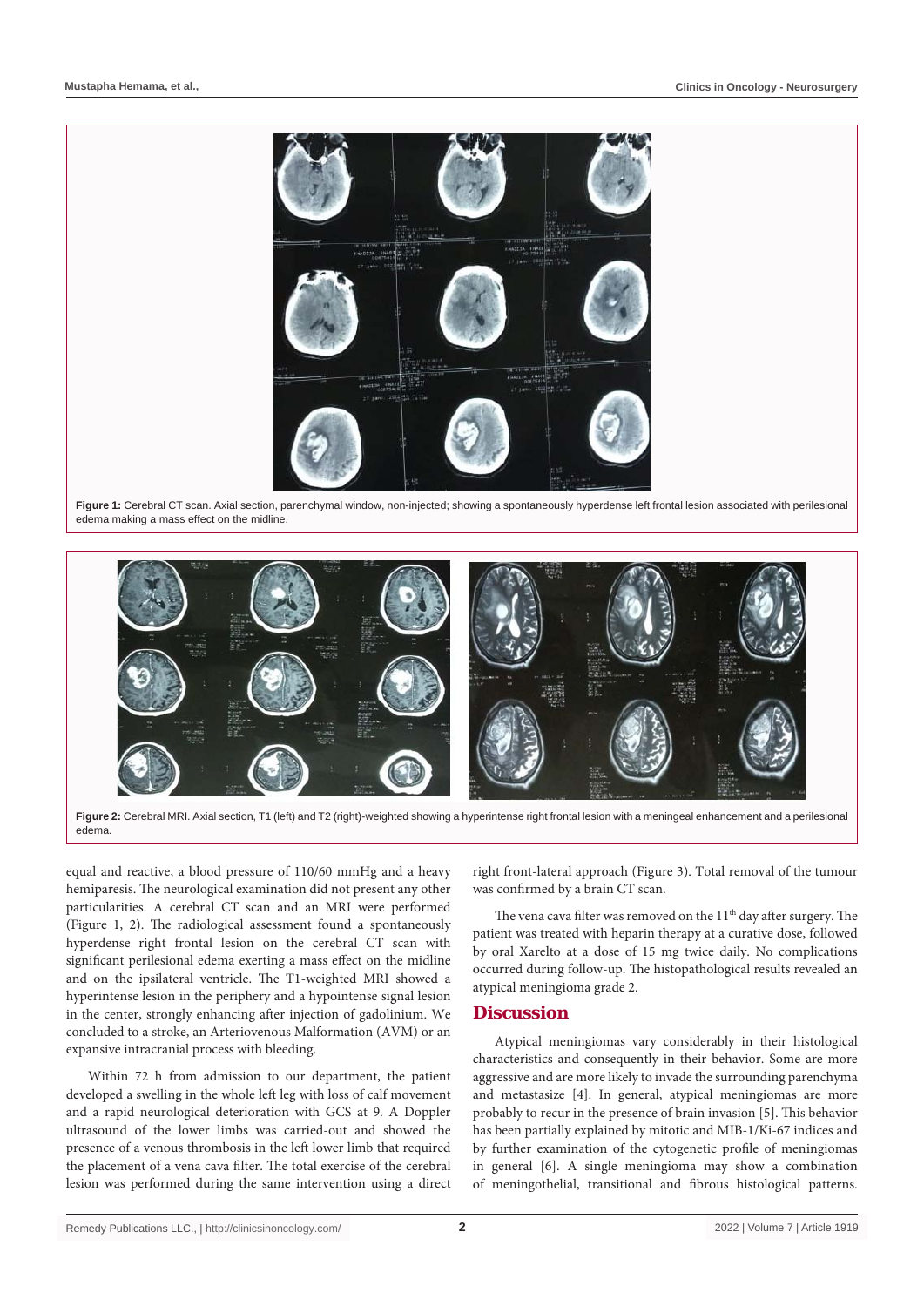Figure 1: Cerebral CT scan. Axial section, parenchymal window, non-injected; showing a spontaneously hyperdense left frontal lesion associated with perilesional edema making a mass effect on the midline.

Figure 2: Cerebral MRI. Axial section, T1 (left) and T2 (right)-weighted showing a hyperintense right frontal lesion with a meningeal enhancement and a perilesional edema.

equal and reactive, a blood pressure of 110/60 mmHg and a heavy hemiparesis. The neurological examination did not present any other particularities. A cerebral CT scan and an MRI were performed (Figure 1, 2). The radiological assessment found a spontaneously hyperdense right frontal lesion on the cerebral CT scan with significant perilesional edema exerting a mass effect on the midline and on the ipsilateral ventricle. The T1-weighted MRI showed a hyperintense lesion in the periphery and a hypointense signal lesion in the center, strongly enhancing after injection of gadolinium. We concluded to a stroke, an Arteriovenous Malformation (AVM) or an expansive intracranial process with bleeding.

Within 72 h from admission to our department, the patient developed a swelling in the whole left leg with loss of calf movement and a rapid neurological deterioration with GCS at 9. A Doppler ultrasound of the lower limbs was carried-out and showed the presence of a venous thrombosis in the left lower limb that required the placement of a vena cava filter. The total exercise of the cerebral lesion was performed during the same intervention using a direct right front-lateral approach (Figure 3). Total removal of the tumour was confirmed by a brain CT scan.

The vena cava filter was removed on the 11th day after surgery. The patient was treated with heparin therapy at a curative dose, followed by oral Xarelto at a dose of 15 mg twice daily. No complications occurred during follow-up. The histopathological results revealed an atypical meningioma grade 2.

## Discussion

Atypical meningiomas vary considerably in their histological characteristics and consequently in their behavior. Some are more aggressive and are more likely to invade the surrounding parenchyma and metastasize [4]. In general, atypical meningiomas are more probably to recur in the presence of brain invasion [5]. This behavior has been partially explained by mitotic and MIB-1/Ki-67 indices and by further examination of the cytogenetic profile of meningiomas in general [6]. A single meningioma may show a combination of meningothelial, transitional and fibrous histological patterns.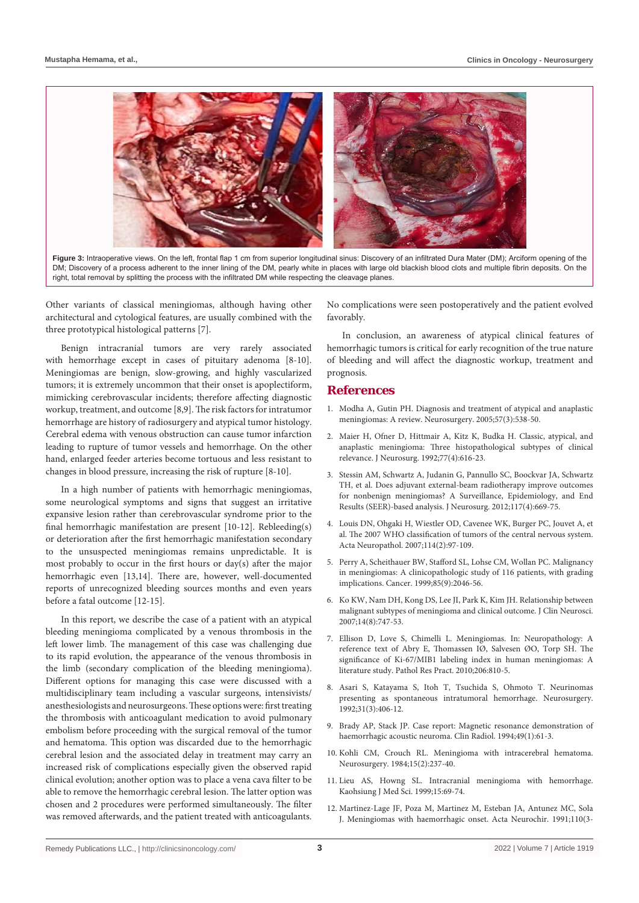**Figure 3:** Intraoperative views. On the left, frontal flap 1 cm from superior longitudinal sinus: Discovery of an infiltrated Dura Mater (DM); Arciform opening of the DM; Discovery of a process adherent to the inner lining of the DM, pearly white in places with large old blackish blood clots and multiple fibrin deposits. On the right, total removal by splitting the process with the infiltrated DM while respecting the cleavage planes.

Other variants of classical meningiomas, although having other architectural and cytological features, are usually combined with the three prototypical histological patterns [7].

Benign intracranial tumors are very rarely associated with hemorrhage except in cases of pituitary adenoma [8-10]. Meningiomas are benign, slow-growing, and highly vascularized tumors; it is extremely uncommon that their onset is apoplectiform, mimicking cerebrovascular incidents; therefore affecting diagnostic workup, treatment, and outcome [8,9]. The risk factors for intratumor hemorrhage are history of radiosurgery and atypical tumor histology. Cerebral edema with venous obstruction can cause tumor infarction leading to rupture of tumor vessels and hemorrhage. On the other hand, enlarged feeder arteries become tortuous and less resistant to changes in blood pressure, increasing the risk of rupture [8-10].

In a high number of patients with hemorrhagic meningiomas, some neurological symptoms and signs that suggest an irritative expansive lesion rather than cerebrovascular syndrome prior to the final hemorrhagic manifestation are present [10-12]. Rebleeding(s) or deterioration after the first hemorrhagic manifestation secondary to the unsuspected meningiomas remains unpredictable. It is most probably to occur in the first hours or day(s) after the major hemorrhagic even [13,14]. There are, however, well-documented reports of unrecognized bleeding sources months and even years before a fatal outcome [12-15].

In this report, we describe the case of a patient with an atypical bleeding meningioma complicated by a venous thrombosis in the left lower limb. The management of this case was challenging due to its rapid evolution, the appearance of the venous thrombosis in the limb (secondary complication of the bleeding meningioma). Different options for managing this case were discussed with a multidisciplinary team including a vascular surgeons, intensivists/anesthesiologists and neurosurgeons. These options were: first treating the thrombosis with anticoagulant medication to avoid pulmonary embolism before proceeding with the surgical removal of the tumor and hematoma. This option was discarded due to the hemorrhagic cerebral lesion and the associated delay in treatment may carry an increased risk of complications especially given the observed rapid clinical evolution; another option was to place a vena cava filter to be able to remove the hemorrhagic cerebral lesion. The latter option was chosen and 2 procedures were performed simultaneously. The filter was removed afterwards, and the patient treated with anticoagulants. No complications were seen postoperatively and the patient evolved favorably.

In conclusion, an awareness of atypical clinical features of hemorrhagic tumors is critical for early recognition of the true nature of bleeding and will affect the diagnostic workup, treatment and prognosis.

## References

1. Modha A, Gutin PH. Diagnosis and treatment of atypical and anaplastic meningiomas: A review. Neurosurgery. 2005;57(3):538-50.
2. Maier H, Ofner D, Hittmair A, Kitz K, Budka H. Classic, atypical, and anaplastic meningioma: Three histopathological subtypes of clinical relevance. J Neurosurg. 1992;77(4):616-23.
3. Stessin AM, Schwartz A, Judanin G, Pannullo SC, Boockvar JA, Schwartz TH, et al. Does adjuvant external-beam radiotherapy improve outcomes for nonbenign meningiomas? A Surveillance, Epidemiology, and End Results (SEER)-based analysis. J Neurosurg. 2012;117(4):669-75.
4. Louis DN, Ohgaki H, Wiestler OD, Cavenee WK, Burger PC, Jouvet A, et al. The 2007 WHO classification of tumors of the central nervous system. Acta Neuropathol. 2007;114(2):97-109.
5. Perry A, Scheithauer BW, Stafford SL, Lohse CM, Wollan PC. Malignancy in meningiomas: A clinicopathologic study of 116 patients, with grading implications. Cancer. 1999;85(9):2046-56.
6. Ko KW, Nam DH, Kong DS, Lee JI, Park K, Kim JH. Relationship between malignant subtypes of meningioma and clinical outcome. J Clin Neurosci. 2007;14(8):747-53.
7. Ellison D, Love S, Chimelli L. Meningiomas. In: Neuropathology: A reference text of Abry E, Thomassen IØ, Salvesen ØO, Torp SH. The significance of Ki-67/MIB1 labeling index in human meningiomas: A literature study. Pathol Res Pract. 2010;206:810-5.
8. Asari S, Katayama S, Itoh T, Tsuchida S, Ohmoto T. Neurinomas presenting as spontaneous intratumoral hemorrhage. Neurosurgery. 1992;31(3):406-12.
9. Brady AP, Stack JP. Case report: Magnetic resonance demonstration of haemorrhagic acoustic neuroma. Clin Radiol. 1994;49(1):61-3.
10. Kohli CM, Crouch RL. Meningioma with intracerebral hematoma. Neurosurgery. 1984;15(2):237-40.
11. Lieu AS, Howng SL. Intracranial meningioma with hemorrhage. Kaohsiung J Med Sci. 1999;15:69-74.
12. Martinez-Lage JF, Poza M, Martinez M, Esteban JA, Antunez MC, Sola J. Meningiomas with haemorrhagic onset. Acta Neurochir. 1991;110(3-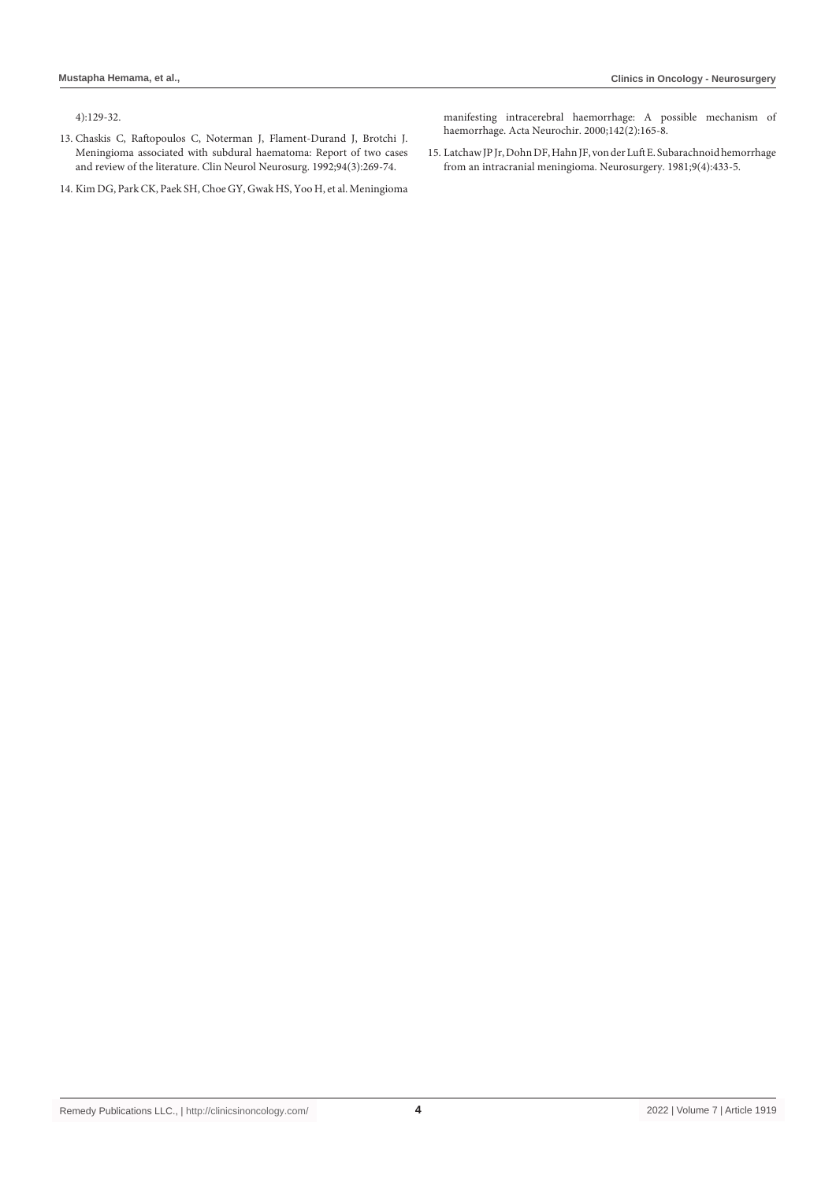4):129-32.

13. Chaskis C, Raftopoulos C, Noterman J, Flament-Durand J, Brotchi J. Meningioma associated with subdural haematoma: Report of two cases and review of the literature. Clin Neurol Neurosurg. 1992;94(3):269-74.

14. Kim DG, Park CK, Paek SH, Choe GY, Gwak HS, Yoo H, et al. Meningioma manifesting intracerebral haemorrhage: A possible mechanism of haemorrhage. Acta Neurochir. 2000;142(2):165-8.

15. Latchaw JP Jr, Dohn DF, Hahn JF, von der Luft E. Subarachnoid hemorrhage from an intracranial meningioma. Neurosurgery. 1981;9(4):433-5.